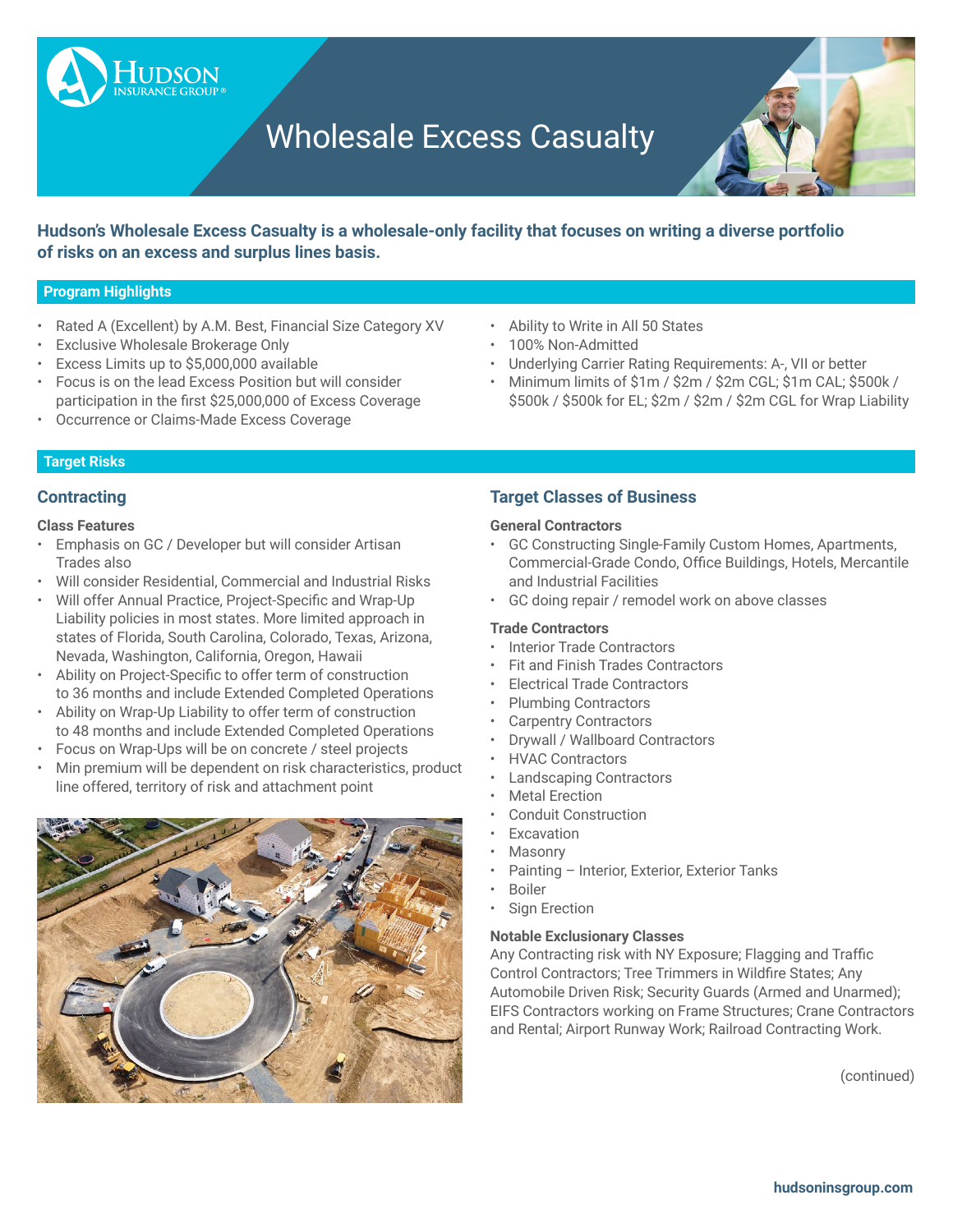# Wholesale Excess Casualty

**Hudson's Wholesale Excess Casualty is a wholesale-only facility that focuses on writing a diverse portfolio of risks on an excess and surplus lines basis.**

## Program Highlights

- Rated A (Excellent) by A.M. Best, Financial Size Category XV
- Exclusive Wholesale Brokerage Only
- Excess Limits up to $5,000,000 available
- Focus is on the lead Excess Position but will consider participation in the first $25,000,000 of Excess Coverage
- Occurrence or Claims-Made Excess Coverage
- Ability to Write in All 50 States
- 100% Non-Admitted
- Underlying Carrier Rating Requirements: A-, VII or better
- Minimum limits of $1m / $2m / $2m CGL; $1m CAL; $500k / $500k / $500k for EL; $2m / $2m / $2m CGL for Wrap Liability

## Target Risks

### Contracting

**Class Features**

- Emphasis on GC / Developer but will consider Artisan Trades also
- Will consider Residential, Commercial and Industrial Risks
- Will offer Annual Practice, Project-Specific and Wrap-Up Liability policies in most states. More limited approach in states of Florida, South Carolina, Colorado, Texas, Arizona, Nevada, Washington, California, Oregon, Hawaii
- Ability on Project-Specific to offer term of construction to 36 months and include Extended Completed Operations
- Ability on Wrap-Up Liability to offer term of construction to 48 months and include Extended Completed Operations
- Focus on Wrap-Ups will be on concrete / steel projects
- Min premium will be dependent on risk characteristics, product line offered, territory of risk and attachment point

### Target Classes of Business

**General Contractors**

- GC Constructing Single-Family Custom Homes, Apartments, Commercial-Grade Condo, Office Buildings, Hotels, Mercantile and Industrial Facilities
- GC doing repair / remodel work on above classes

**Trade Contractors**

- Interior Trade Contractors
- Fit and Finish Trades Contractors
- Electrical Trade Contractors
- Plumbing Contractors
- Carpentry Contractors
- Drywall / Wallboard Contractors
- HVAC Contractors
- Landscaping Contractors
- Metal Erection
- Conduit Construction
- Excavation
- Masonry
- Painting – Interior, Exterior, Exterior Tanks
- Boiler
- Sign Erection

**Notable Exclusionary Classes**

Any Contracting risk with NY Exposure; Flagging and Traffic Control Contractors; Tree Trimmers in Wildfire States; Any Automobile Driven Risk; Security Guards (Armed and Unarmed); EIFS Contractors working on Frame Structures; Crane Contractors and Rental; Airport Runway Work; Railroad Contracting Work.

(continued)

hudsoninsgroup.com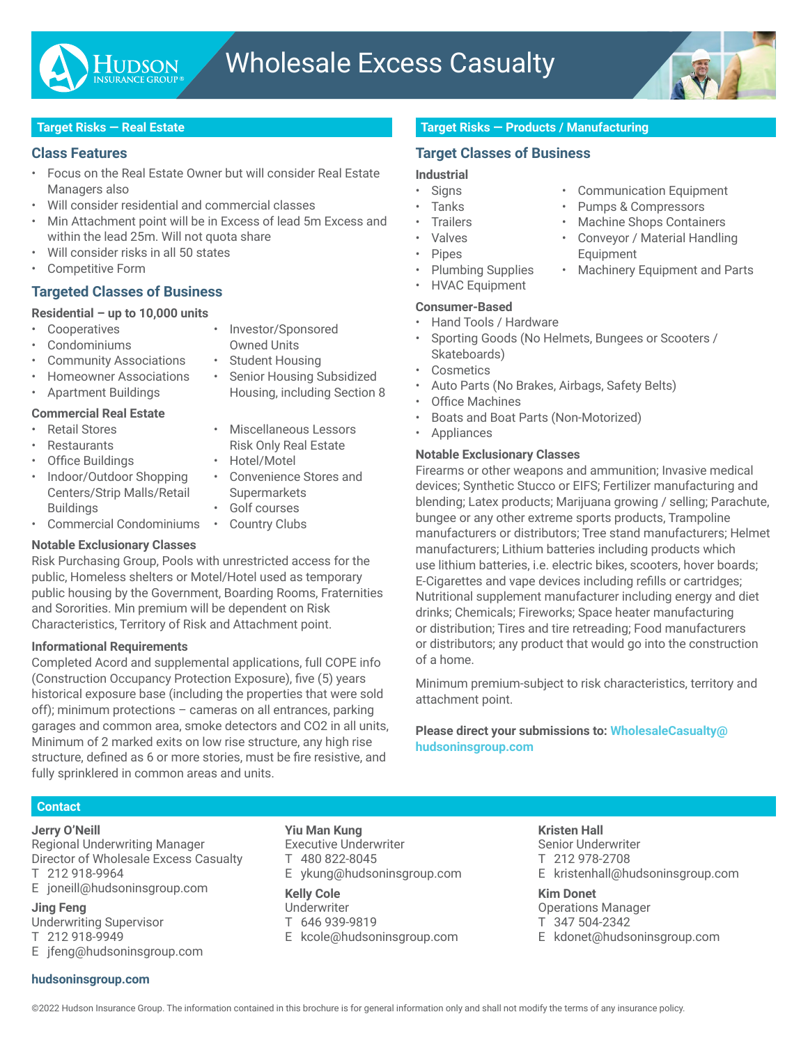# Wholesale Excess Casualty

## Target Risks — Real Estate

### Class Features

- Focus on the Real Estate Owner but will consider Real Estate Managers also
- Will consider residential and commercial classes
- Min Attachment point will be in Excess of lead 5m Excess and within the lead 25m. Will not quota share
- Will consider risks in all 50 states
- Competitive Form

### Targeted Classes of Business

**Residential – up to 10,000 units**

- Cooperatives
- Condominiums
- Community Associations
- Homeowner Associations
- Apartment Buildings
- Investor/Sponsored Owned Units
- Student Housing
- Senior Housing Subsidized Housing, including Section 8

**Commercial Real Estate**

- Retail Stores
- Restaurants
- Office Buildings
- Indoor/Outdoor Shopping Centers/Strip Malls/Retail Buildings
- Commercial Condominiums
- Miscellaneous Lessors Risk Only Real Estate
- Hotel/Motel
- Convenience Stores and Supermarkets
- Golf courses
- Country Clubs

**Notable Exclusionary Classes**

Risk Purchasing Group, Pools with unrestricted access for the public, Homeless shelters or Motel/Hotel used as temporary public housing by the Government, Boarding Rooms, Fraternities and Sororities. Min premium will be dependent on Risk Characteristics, Territory of Risk and Attachment point.

**Informational Requirements**

Completed Acord and supplemental applications, full COPE info (Construction Occupancy Protection Exposure), five (5) years historical exposure base (including the properties that were sold off); minimum protections – cameras on all entrances, parking garages and common area, smoke detectors and CO2 in all units, Minimum of 2 marked exits on low rise structure, any high rise structure, defined as 6 or more stories, must be fire resistive, and fully sprinklered in common areas and units.

## Target Risks — Products / Manufacturing

### Target Classes of Business

**Industrial**

- Signs
- Tanks
- Trailers
- Valves
- Pipes
- Plumbing Supplies
- HVAC Equipment
- Communication Equipment
- Pumps & Compressors
- Machine Shops Containers
- Conveyor / Material Handling Equipment
- Machinery Equipment and Parts

**Consumer-Based**

- Hand Tools / Hardware
- Sporting Goods (No Helmets, Bungees or Scooters / Skateboards)
- Cosmetics
- Auto Parts (No Brakes, Airbags, Safety Belts)
- Office Machines
- Boats and Boat Parts (Non-Motorized)
- Appliances

**Notable Exclusionary Classes**

Firearms or other weapons and ammunition; Invasive medical devices; Synthetic Stucco or EIFS; Fertilizer manufacturing and blending; Latex products; Marijuana growing / selling; Parachute, bungee or any other extreme sports products, Trampoline manufacturers or distributors; Tree stand manufacturers; Helmet manufacturers; Lithium batteries including products which use lithium batteries, i.e. electric bikes, scooters, hover boards; E-Cigarettes and vape devices including refills or cartridges; Nutritional supplement manufacturer including energy and diet drinks; Chemicals; Fireworks; Space heater manufacturing or distribution; Tires and tire retreading; Food manufacturers or distributors; any product that would go into the construction of a home.

Minimum premium-subject to risk characteristics, territory and attachment point.

**Please direct your submissions to: WholesaleCasualty@hudsoninsgroup.com**

## Contact

**Jerry O'Neill**
Regional Underwriting Manager
Director of Wholesale Excess Casualty
T 212 918-9964
E joneill@hudsoninsgroup.com

**Jing Feng**
Underwriting Supervisor
T 212 918-9949
E jfeng@hudsoninsgroup.com

**Yiu Man Kung**
Executive Underwriter
T 480 822-8045
E ykung@hudsoninsgroup.com

**Kelly Cole**
Underwriter
T 646 939-9819
E kcole@hudsoninsgroup.com

**Kristen Hall**
Senior Underwriter
T 212 978-2708
E kristenhall@hudsoninsgroup.com

**Kim Donet**
Operations Manager
T 347 504-2342
E kdonet@hudsoninsgroup.com

**hudsoninsgroup.com**

©2022 Hudson Insurance Group. The information contained in this brochure is for general information only and shall not modify the terms of any insurance policy.